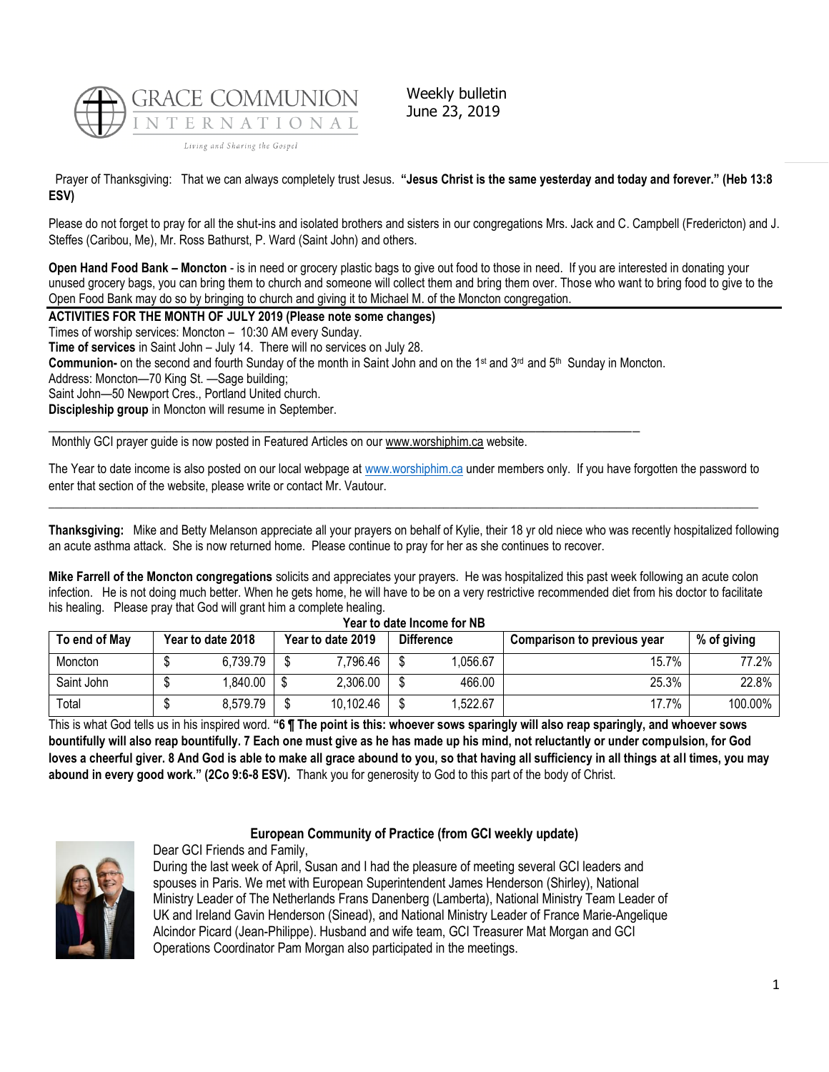GRACE COMMUNION INTERNATIONAL

*Living and Sharing the Gospel*

Weekly bulletin
June 23, 2019

Prayer of Thanksgiving: That we can always completely trust Jesus. **"Jesus Christ is the same yesterday and today and forever." (Heb 13:8 ESV)**

Please do not forget to pray for all the shut-ins and isolated brothers and sisters in our congregations Mrs. Jack and C. Campbell (Fredericton) and J. Steffes (Caribou, Me), Mr. Ross Bathurst, P. Ward (Saint John) and others.

**Open Hand Food Bank – Moncton** - is in need or grocery plastic bags to give out food to those in need. If you are interested in donating your unused grocery bags, you can bring them to church and someone will collect them and bring them over. Those who want to bring food to give to the Open Food Bank may do so by bringing to church and giving it to Michael M. of the Moncton congregation.

**ACTIVITIES FOR THE MONTH OF JULY 2019 (Please note some changes)**

Times of worship services: Moncton – 10:30 AM every Sunday.

**Time of services** in Saint John – July 14. There will no services on July 28.

**Communion-** on the second and fourth Sunday of the month in Saint John and on the 1st and 3rd and 5th Sunday in Moncton.

Address: Moncton—70 King St. —Sage building;

Saint John—50 Newport Cres., Portland United church.

**Discipleship group** in Moncton will resume in September.

---

Monthly GCI prayer guide is now posted in Featured Articles on our www.worshiphim.ca website.

The Year to date income is also posted on our local webpage at www.worshiphim.ca under members only. If you have forgotten the password to enter that section of the website, please write or contact Mr. Vautour.

---

**Thanksgiving:** Mike and Betty Melanson appreciate all your prayers on behalf of Kylie, their 18 yr old niece who was recently hospitalized following an acute asthma attack. She is now returned home. Please continue to pray for her as she continues to recover.

**Mike Farrell of the Moncton congregations** solicits and appreciates your prayers. He was hospitalized this past week following an acute colon infection. He is not doing much better. When he gets home, he will have to be on a very restrictive recommended diet from his doctor to facilitate his healing. Please pray that God will grant him a complete healing.

**Year to date Income for NB**

| To end of May | Year to date 2018 | Year to date 2019 | Difference | Comparison to previous year | % of giving |
|---|---|---|---|---|---|
| Moncton | $ 6,739.79 | $ 7,796.46 | $ 1,056.67 | 15.7% | 77.2% |
| Saint John | $ 1,840.00 | $ 2,306.00 | $ 466.00 | 25.3% | 22.8% |
| Total | $ 8,579.79 | $ 10,102.46 | $ 1,522.67 | 17.7% | 100.00% |

This is what God tells us in his inspired word. **"6 ¶ The point is this: whoever sows sparingly will also reap sparingly, and whoever sows bountifully will also reap bountifully. 7 Each one must give as he has made up his mind, not reluctantly or under compulsion, for God loves a cheerful giver. 8 And God is able to make all grace abound to you, so that having all sufficiency in all things at all times, you may abound in every good work." (2Co 9:6-8 ESV).** Thank you for generosity to God to this part of the body of Christ.

## European Community of Practice (from GCI weekly update)

Dear GCI Friends and Family,

During the last week of April, Susan and I had the pleasure of meeting several GCI leaders and spouses in Paris. We met with European Superintendent James Henderson (Shirley), National Ministry Leader of The Netherlands Frans Danenberg (Lamberta), National Ministry Team Leader of UK and Ireland Gavin Henderson (Sinead), and National Ministry Leader of France Marie-Angelique Alcindor Picard (Jean-Philippe). Husband and wife team, GCI Treasurer Mat Morgan and GCI Operations Coordinator Pam Morgan also participated in the meetings.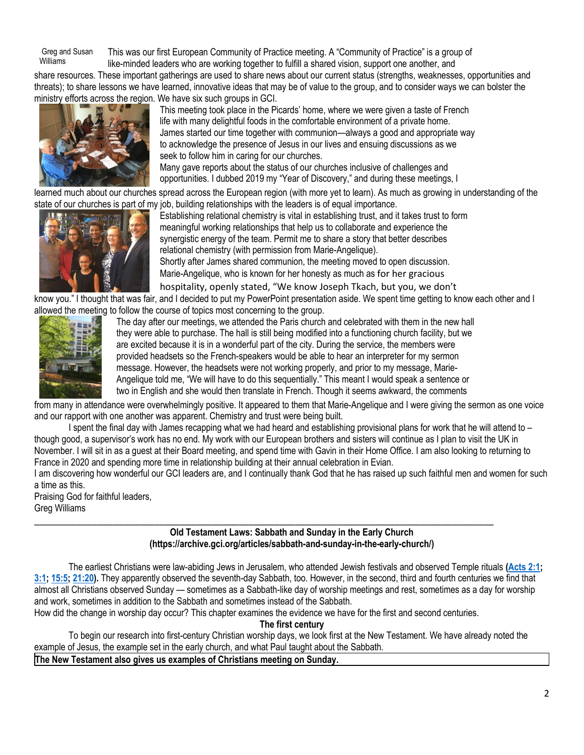Greg and Susan Williams

This was our first European Community of Practice meeting. A "Community of Practice" is a group of like-minded leaders who are working together to fulfill a shared vision, support one another, and share resources. These important gatherings are used to share news about our current status (strengths, weaknesses, opportunities and threats); to share lessons we have learned, innovative ideas that may be of value to the group, and to consider ways we can bolster the ministry efforts across the region. We have six such groups in GCI.

This meeting took place in the Picards' home, where we were given a taste of French life with many delightful foods in the comfortable environment of a private home. James started our time together with communion—always a good and appropriate way to acknowledge the presence of Jesus in our lives and ensuing discussions as we seek to follow him in caring for our churches.

Many gave reports about the status of our churches inclusive of challenges and opportunities. I dubbed 2019 my "Year of Discovery," and during these meetings, I learned much about our churches spread across the European region (with more yet to learn). As much as growing in understanding of the state of our churches is part of my job, building relationships with the leaders is of equal importance.

Establishing relational chemistry is vital in establishing trust, and it takes trust to form meaningful working relationships that help us to collaborate and experience the synergistic energy of the team. Permit me to share a story that better describes relational chemistry (with permission from Marie-Angelique).

Shortly after James shared communion, the meeting moved to open discussion. Marie-Angelique, who is known for her honesty as much as for her gracious hospitality, openly stated, "We know Joseph Tkach, but you, we don't know you." I thought that was fair, and I decided to put my PowerPoint presentation aside. We spent time getting to know each other and I allowed the meeting to follow the course of topics most concerning to the group.

The day after our meetings, we attended the Paris church and celebrated with them in the new hall they were able to purchase. The hall is still being modified into a functioning church facility, but we are excited because it is in a wonderful part of the city. During the service, the members were provided headsets so the French-speakers would be able to hear an interpreter for my sermon message. However, the headsets were not working properly, and prior to my message, Marie-Angelique told me, "We will have to do this sequentially." This meant I would speak a sentence or two in English and she would then translate in French. Though it seems awkward, the comments from many in attendance were overwhelmingly positive. It appeared to them that Marie-Angelique and I were giving the sermon as one voice and our rapport with one another was apparent. Chemistry and trust were being built.

I spent the final day with James recapping what we had heard and establishing provisional plans for work that he will attend to – though good, a supervisor's work has no end. My work with our European brothers and sisters will continue as I plan to visit the UK in November. I will sit in as a guest at their Board meeting, and spend time with Gavin in their Home Office. I am also looking to returning to France in 2020 and spending more time in relationship building at their annual celebration in Evian.

I am discovering how wonderful our GCI leaders are, and I continually thank God that he has raised up such faithful men and women for such a time as this.

Praising God for faithful leaders,
Greg Williams

---

**Old Testament Laws: Sabbath and Sunday in the Early Church**
**(https://archive.gci.org/articles/sabbath-and-sunday-in-the-early-church/)**

The earliest Christians were law-abiding Jews in Jerusalem, who attended Jewish festivals and observed Temple rituals **(Acts 2:1; 3:1; 15:5; 21:20).** They apparently observed the seventh-day Sabbath, too. However, in the second, third and fourth centuries we find that almost all Christians observed Sunday — sometimes as a Sabbath-like day of worship meetings and rest, sometimes as a day for worship and work, sometimes in addition to the Sabbath and sometimes instead of the Sabbath.

How did the change in worship day occur? This chapter examines the evidence we have for the first and second centuries.

**The first century**

To begin our research into first-century Christian worship days, we look first at the New Testament. We have already noted the example of Jesus, the example set in the early church, and what Paul taught about the Sabbath.

**The New Testament also gives us examples of Christians meeting on Sunday.**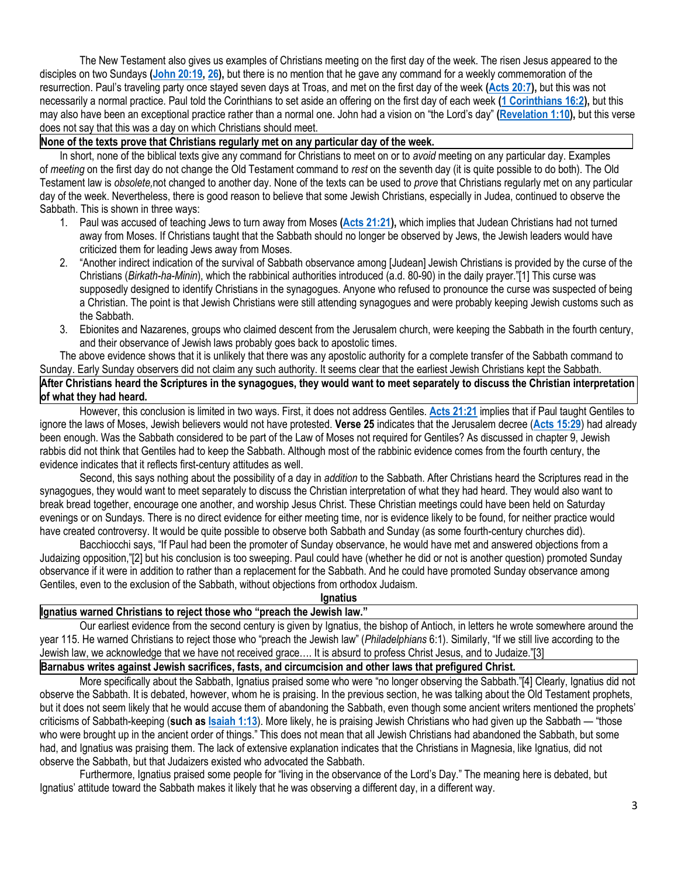The New Testament also gives us examples of Christians meeting on the first day of the week. The risen Jesus appeared to the disciples on two Sundays **(John 20:19, 26),** but there is no mention that he gave any command for a weekly commemoration of the resurrection. Paul's traveling party once stayed seven days at Troas, and met on the first day of the week **(Acts 20:7),** but this was not necessarily a normal practice. Paul told the Corinthians to set aside an offering on the first day of each week **(1 Corinthians 16:2),** but this may also have been an exceptional practice rather than a normal one. John had a vision on "the Lord's day" **(Revelation 1:10),** but this verse does not say that this was a day on which Christians should meet.

**None of the texts prove that Christians regularly met on any particular day of the week.**

In short, none of the biblical texts give any command for Christians to meet on or to *avoid* meeting on any particular day. Examples of *meeting* on the first day do not change the Old Testament command to *rest* on the seventh day (it is quite possible to do both). The Old Testament law is *obsolete,* not changed to another day. None of the texts can be used to *prove* that Christians regularly met on any particular day of the week. Nevertheless, there is good reason to believe that some Jewish Christians, especially in Judea, continued to observe the Sabbath. This is shown in three ways:

1. Paul was accused of teaching Jews to turn away from Moses **(Acts 21:21),** which implies that Judean Christians had not turned away from Moses. If Christians taught that the Sabbath should no longer be observed by Jews, the Jewish leaders would have criticized them for leading Jews away from Moses.
2. "Another indirect indication of the survival of Sabbath observance among [Judean] Jewish Christians is provided by the curse of the Christians (*Birkath-ha-Minin*), which the rabbinical authorities introduced (a.d. 80-90) in the daily prayer."[1] This curse was supposedly designed to identify Christians in the synagogues. Anyone who refused to pronounce the curse was suspected of being a Christian. The point is that Jewish Christians were still attending synagogues and were probably keeping Jewish customs such as the Sabbath.
3. Ebionites and Nazarenes, groups who claimed descent from the Jerusalem church, were keeping the Sabbath in the fourth century, and their observance of Jewish laws probably goes back to apostolic times.

The above evidence shows that it is unlikely that there was any apostolic authority for a complete transfer of the Sabbath command to Sunday. Early Sunday observers did not claim any such authority. It seems clear that the earliest Jewish Christians kept the Sabbath.

**After Christians heard the Scriptures in the synagogues, they would want to meet separately to discuss the Christian interpretation of what they had heard.**

However, this conclusion is limited in two ways. First, it does not address Gentiles. **Acts 21:21** implies that if Paul taught Gentiles to ignore the laws of Moses, Jewish believers would not have protested. **Verse 25** indicates that the Jerusalem decree (**Acts 15:29**) had already been enough. Was the Sabbath considered to be part of the Law of Moses not required for Gentiles? As discussed in chapter 9, Jewish rabbis did not think that Gentiles had to keep the Sabbath. Although most of the rabbinic evidence comes from the fourth century, the evidence indicates that it reflects first-century attitudes as well.

Second, this says nothing about the possibility of a day in *addition* to the Sabbath. After Christians heard the Scriptures read in the synagogues, they would want to meet separately to discuss the Christian interpretation of what they had heard. They would also want to break bread together, encourage one another, and worship Jesus Christ. These Christian meetings could have been held on Saturday evenings or on Sundays. There is no direct evidence for either meeting time, nor is evidence likely to be found, for neither practice would have created controversy. It would be quite possible to observe both Sabbath and Sunday (as some fourth-century churches did).

Bacchiocchi says, "If Paul had been the promoter of Sunday observance, he would have met and answered objections from a Judaizing opposition,"[2] but his conclusion is too sweeping. Paul could have (whether he did or not is another question) promoted Sunday observance if it were in addition to rather than a replacement for the Sabbath. And he could have promoted Sunday observance among Gentiles, even to the exclusion of the Sabbath, without objections from orthodox Judaism.

## Ignatius

**Ignatius warned Christians to reject those who "preach the Jewish law."**

Our earliest evidence from the second century is given by Ignatius, the bishop of Antioch, in letters he wrote somewhere around the year 115. He warned Christians to reject those who "preach the Jewish law" (*Philadelphians* 6:1). Similarly, "If we still live according to the Jewish law, we acknowledge that we have not received grace…. It is absurd to profess Christ Jesus, and to Judaize."[3]

**Barnabus writes against Jewish sacrifices, fasts, and circumcision and other laws that prefigured Christ.**

More specifically about the Sabbath, Ignatius praised some who were "no longer observing the Sabbath."[4] Clearly, Ignatius did not observe the Sabbath. It is debated, however, whom he is praising. In the previous section, he was talking about the Old Testament prophets, but it does not seem likely that he would accuse them of abandoning the Sabbath, even though some ancient writers mentioned the prophets' criticisms of Sabbath-keeping (**such as Isaiah 1:13**). More likely, he is praising Jewish Christians who had given up the Sabbath — "those who were brought up in the ancient order of things." This does not mean that all Jewish Christians had abandoned the Sabbath, but some had, and Ignatius was praising them. The lack of extensive explanation indicates that the Christians in Magnesia, like Ignatius, did not observe the Sabbath, but that Judaizers existed who advocated the Sabbath.

Furthermore, Ignatius praised some people for "living in the observance of the Lord's Day." The meaning here is debated, but Ignatius' attitude toward the Sabbath makes it likely that he was observing a different day, in a different way.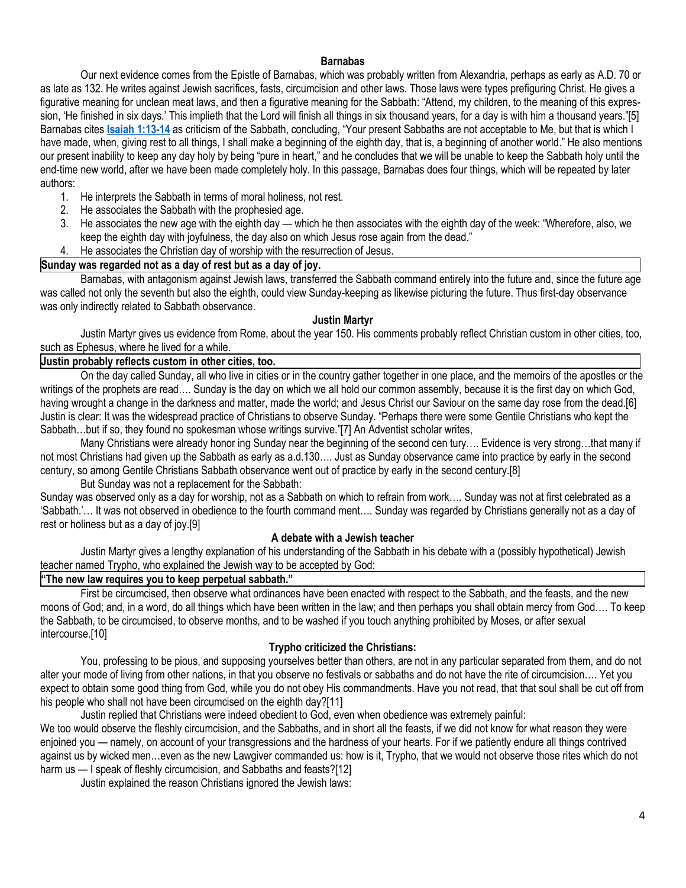### Barnabas

Our next evidence comes from the Epistle of Barnabas, which was probably written from Alexandria, perhaps as early as A.D. 70 or as late as 132. He writes against Jewish sacrifices, fasts, circumcision and other laws. Those laws were types prefiguring Christ. He gives a figurative meaning for unclean meat laws, and then a figurative meaning for the Sabbath: "Attend, my children, to the meaning of this expression, 'He finished in six days.' This implieth that the Lord will finish all things in six thousand years, for a day is with him a thousand years."[5] Barnabas cites **Isaiah 1:13-14** as criticism of the Sabbath, concluding, "Your present Sabbaths are not acceptable to Me, but that is which I have made, when, giving rest to all things, I shall make a beginning of the eighth day, that is, a beginning of another world." He also mentions our present inability to keep any day holy by being "pure in heart," and he concludes that we will be unable to keep the Sabbath holy until the end-time new world, after we have been made completely holy. In this passage, Barnabas does four things, which will be repeated by later authors:

1. He interprets the Sabbath in terms of moral holiness, not rest.
2. He associates the Sabbath with the prophesied age.
3. He associates the new age with the eighth day — which he then associates with the eighth day of the week: "Wherefore, also, we keep the eighth day with joyfulness, the day also on which Jesus rose again from the dead."
4. He associates the Christian day of worship with the resurrection of Jesus.

**Sunday was regarded not as a day of rest but as a day of joy.**

Barnabas, with antagonism against Jewish laws, transferred the Sabbath command entirely into the future and, since the future age was called not only the seventh but also the eighth, could view Sunday-keeping as likewise picturing the future. Thus first-day observance was only indirectly related to Sabbath observance.

### Justin Martyr

Justin Martyr gives us evidence from Rome, about the year 150. His comments probably reflect Christian custom in other cities, too, such as Ephesus, where he lived for a while.

**Justin probably reflects custom in other cities, too.**

On the day called Sunday, all who live in cities or in the country gather together in one place, and the memoirs of the apostles or the writings of the prophets are read…. Sunday is the day on which we all hold our common assembly, because it is the first day on which God, having wrought a change in the darkness and matter, made the world; and Jesus Christ our Saviour on the same day rose from the dead.[6]

Justin is clear: It was the widespread practice of Christians to observe Sunday. "Perhaps there were some Gentile Christians who kept the Sabbath…but if so, they found no spokesman whose writings survive."[7] An Adventist scholar writes,

Many Christians were already honor ing Sunday near the beginning of the second cen tury…. Evidence is very strong…that many if not most Christians had given up the Sabbath as early as a.d.130…. Just as Sunday observance came into practice by early in the second century, so among Gentile Christians Sabbath observance went out of practice by early in the second century.[8]

But Sunday was not a replacement for the Sabbath:

Sunday was observed only as a day for worship, not as a Sabbath on which to refrain from work…. Sunday was not at first celebrated as a 'Sabbath.'… It was not observed in obedience to the fourth command ment…. Sunday was regarded by Christians generally not as a day of rest or holiness but as a day of joy.[9]

### A debate with a Jewish teacher

Justin Martyr gives a lengthy explanation of his understanding of the Sabbath in his debate with a (possibly hypothetical) Jewish teacher named Trypho, who explained the Jewish way to be accepted by God:

**"The new law requires you to keep perpetual sabbath."**

First be circumcised, then observe what ordinances have been enacted with respect to the Sabbath, and the feasts, and the new moons of God; and, in a word, do all things which have been written in the law; and then perhaps you shall obtain mercy from God…. To keep the Sabbath, to be circumcised, to observe months, and to be washed if you touch anything prohibited by Moses, or after sexual intercourse.[10]

### Trypho criticized the Christians:

You, professing to be pious, and supposing yourselves better than others, are not in any particular separated from them, and do not alter your mode of living from other nations, in that you observe no festivals or sabbaths and do not have the rite of circumcision…. Yet you expect to obtain some good thing from God, while you do not obey His commandments. Have you not read, that that soul shall be cut off from his people who shall not have been circumcised on the eighth day?[11]

Justin replied that Christians were indeed obedient to God, even when obedience was extremely painful:

We too would observe the fleshly circumcision, and the Sabbaths, and in short all the feasts, if we did not know for what reason they were enjoined you — namely, on account of your transgressions and the hardness of your hearts. For if we patiently endure all things contrived against us by wicked men…even as the new Lawgiver commanded us: how is it, Trypho, that we would not observe those rites which do not harm us — I speak of fleshly circumcision, and Sabbaths and feasts?[12]

Justin explained the reason Christians ignored the Jewish laws: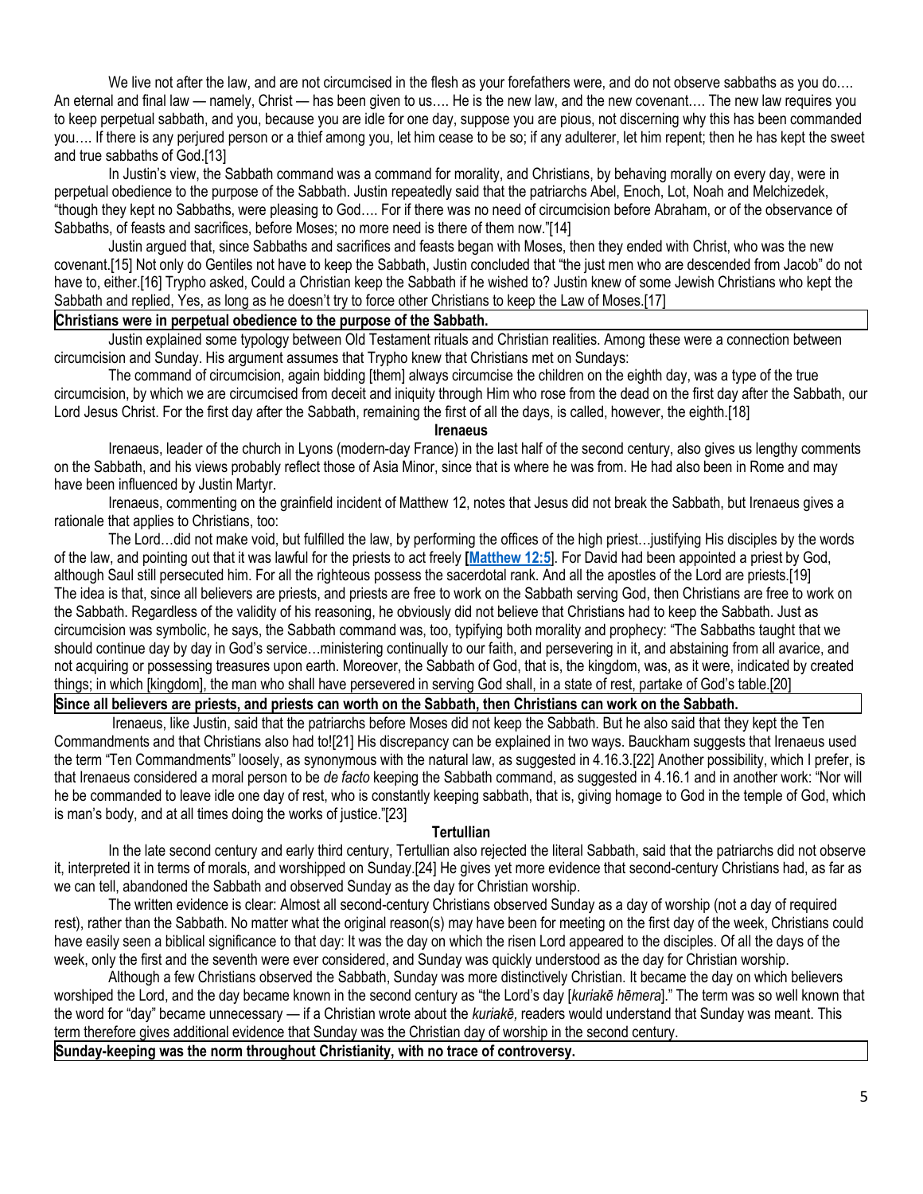We live not after the law, and are not circumcised in the flesh as your forefathers were, and do not observe sabbaths as you do…. An eternal and final law — namely, Christ — has been given to us…. He is the new law, and the new covenant…. The new law requires you to keep perpetual sabbath, and you, because you are idle for one day, suppose you are pious, not discerning why this has been commanded you…. If there is any perjured person or a thief among you, let him cease to be so; if any adulterer, let him repent; then he has kept the sweet and true sabbaths of God.[13]

In Justin's view, the Sabbath command was a command for morality, and Christians, by behaving morally on every day, were in perpetual obedience to the purpose of the Sabbath. Justin repeatedly said that the patriarchs Abel, Enoch, Lot, Noah and Melchizedek, "though they kept no Sabbaths, were pleasing to God…. For if there was no need of circumcision before Abraham, or of the observance of Sabbaths, of feasts and sacrifices, before Moses; no more need is there of them now."[14]

Justin argued that, since Sabbaths and sacrifices and feasts began with Moses, then they ended with Christ, who was the new covenant.[15] Not only do Gentiles not have to keep the Sabbath, Justin concluded that "the just men who are descended from Jacob" do not have to, either.[16] Trypho asked, Could a Christian keep the Sabbath if he wished to? Justin knew of some Jewish Christians who kept the Sabbath and replied, Yes, as long as he doesn't try to force other Christians to keep the Law of Moses.[17]

**Christians were in perpetual obedience to the purpose of the Sabbath.**

Justin explained some typology between Old Testament rituals and Christian realities. Among these were a connection between circumcision and Sunday. His argument assumes that Trypho knew that Christians met on Sundays:

The command of circumcision, again bidding [them] always circumcise the children on the eighth day, was a type of the true circumcision, by which we are circumcised from deceit and iniquity through Him who rose from the dead on the first day after the Sabbath, our Lord Jesus Christ. For the first day after the Sabbath, remaining the first of all the days, is called, however, the eighth.[18]

### Irenaeus

Irenaeus, leader of the church in Lyons (modern-day France) in the last half of the second century, also gives us lengthy comments on the Sabbath, and his views probably reflect those of Asia Minor, since that is where he was from. He had also been in Rome and may have been influenced by Justin Martyr.

Irenaeus, commenting on the grainfield incident of Matthew 12, notes that Jesus did not break the Sabbath, but Irenaeus gives a rationale that applies to Christians, too:

The Lord…did not make void, but fulfilled the law, by performing the offices of the high priest…justifying His disciples by the words of the law, and pointing out that it was lawful for the priests to act freely **[Matthew 12:5]**. For David had been appointed a priest by God, although Saul still persecuted him. For all the righteous possess the sacerdotal rank. And all the apostles of the Lord are priests.[19]

The idea is that, since all believers are priests, and priests are free to work on the Sabbath serving God, then Christians are free to work on the Sabbath. Regardless of the validity of his reasoning, he obviously did not believe that Christians had to keep the Sabbath. Just as circumcision was symbolic, he says, the Sabbath command was, too, typifying both morality and prophecy: "The Sabbaths taught that we should continue day by day in God's service…ministering continually to our faith, and persevering in it, and abstaining from all avarice, and not acquiring or possessing treasures upon earth. Moreover, the Sabbath of God, that is, the kingdom, was, as it were, indicated by created things; in which [kingdom], the man who shall have persevered in serving God shall, in a state of rest, partake of God's table.[20]

**Since all believers are priests, and priests can worth on the Sabbath, then Christians can work on the Sabbath.**

Irenaeus, like Justin, said that the patriarchs before Moses did not keep the Sabbath. But he also said that they kept the Ten Commandments and that Christians also had to![21] His discrepancy can be explained in two ways. Bauckham suggests that Irenaeus used the term "Ten Commandments" loosely, as synonymous with the natural law, as suggested in 4.16.3.[22] Another possibility, which I prefer, is that Irenaeus considered a moral person to be *de facto* keeping the Sabbath command, as suggested in 4.16.1 and in another work: "Nor will he be commanded to leave idle one day of rest, who is constantly keeping sabbath, that is, giving homage to God in the temple of God, which is man's body, and at all times doing the works of justice."[23]

### Tertullian

In the late second century and early third century, Tertullian also rejected the literal Sabbath, said that the patriarchs did not observe it, interpreted it in terms of morals, and worshipped on Sunday.[24] He gives yet more evidence that second-century Christians had, as far as we can tell, abandoned the Sabbath and observed Sunday as the day for Christian worship.

The written evidence is clear: Almost all second-century Christians observed Sunday as a day of worship (not a day of required rest), rather than the Sabbath. No matter what the original reason(s) may have been for meeting on the first day of the week, Christians could have easily seen a biblical significance to that day: It was the day on which the risen Lord appeared to the disciples. Of all the days of the week, only the first and the seventh were ever considered, and Sunday was quickly understood as the day for Christian worship.

Although a few Christians observed the Sabbath, Sunday was more distinctively Christian. It became the day on which believers worshiped the Lord, and the day became known in the second century as "the Lord's day [*kuriakē hēmera*]." The term was so well known that the word for "day" became unnecessary — if a Christian wrote about the *kuriakē,* readers would understand that Sunday was meant. This term therefore gives additional evidence that Sunday was the Christian day of worship in the second century.

**Sunday-keeping was the norm throughout Christianity, with no trace of controversy.**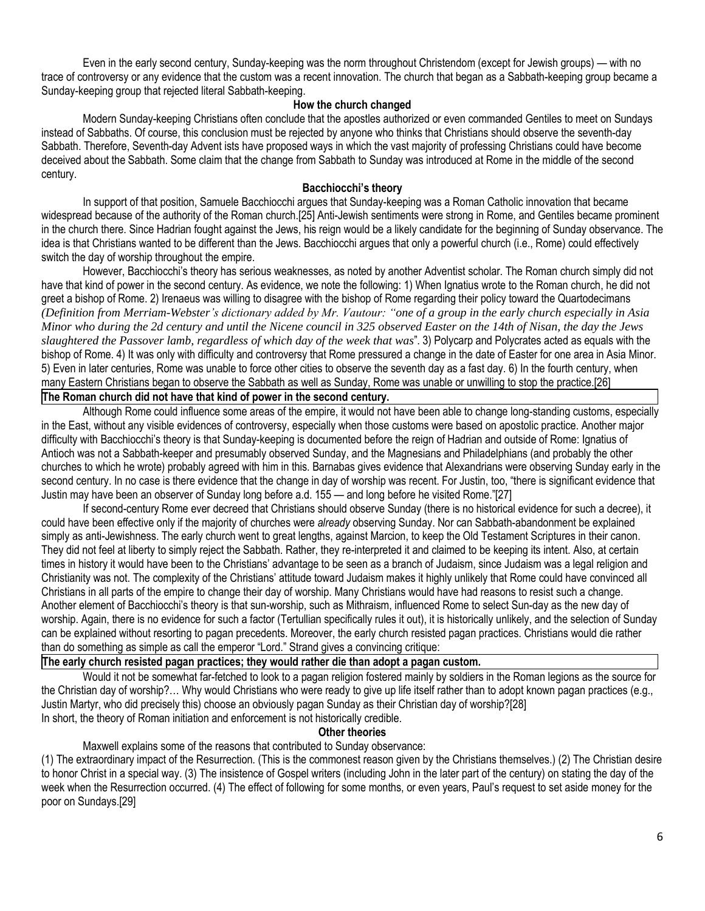Even in the early second century, Sunday-keeping was the norm throughout Christendom (except for Jewish groups) — with no trace of controversy or any evidence that the custom was a recent innovation. The church that began as a Sabbath-keeping group became a Sunday-keeping group that rejected literal Sabbath-keeping.

### How the church changed

Modern Sunday-keeping Christians often conclude that the apostles authorized or even commanded Gentiles to meet on Sundays instead of Sabbaths. Of course, this conclusion must be rejected by anyone who thinks that Christians should observe the seventh-day Sabbath. Therefore, Seventh-day Advent ists have proposed ways in which the vast majority of professing Christians could have become deceived about the Sabbath. Some claim that the change from Sabbath to Sunday was introduced at Rome in the middle of the second century.

### Bacchiocchi's theory

In support of that position, Samuele Bacchiocchi argues that Sunday-keeping was a Roman Catholic innovation that became widespread because of the authority of the Roman church.[25] Anti-Jewish sentiments were strong in Rome, and Gentiles became prominent in the church there. Since Hadrian fought against the Jews, his reign would be a likely candidate for the beginning of Sunday observance. The idea is that Christians wanted to be different than the Jews. Bacchiocchi argues that only a powerful church (i.e., Rome) could effectively switch the day of worship throughout the empire.

However, Bacchiocchi's theory has serious weaknesses, as noted by another Adventist scholar. The Roman church simply did not have that kind of power in the second century. As evidence, we note the following: 1) When Ignatius wrote to the Roman church, he did not greet a bishop of Rome. 2) Irenaeus was willing to disagree with the bishop of Rome regarding their policy toward the Quartodecimans *(Definition from Merriam-Webster's dictionary added by Mr. Vautour: "one of a group in the early church especially in Asia Minor who during the 2d century and until the Nicene council in 325 observed Easter on the 14th of Nisan, the day the Jews slaughtered the Passover lamb, regardless of which day of the week that was*". 3) Polycarp and Polycrates acted as equals with the bishop of Rome. 4) It was only with difficulty and controversy that Rome pressured a change in the date of Easter for one area in Asia Minor. 5) Even in later centuries, Rome was unable to force other cities to observe the seventh day as a fast day. 6) In the fourth century, when many Eastern Christians began to observe the Sabbath as well as Sunday, Rome was unable or unwilling to stop the practice.[26]

**The Roman church did not have that kind of power in the second century.**

Although Rome could influence some areas of the empire, it would not have been able to change long-standing customs, especially in the East, without any visible evidences of controversy, especially when those customs were based on apostolic practice. Another major difficulty with Bacchiocchi's theory is that Sunday-keeping is documented before the reign of Hadrian and outside of Rome: Ignatius of Antioch was not a Sabbath-keeper and presumably observed Sunday, and the Magnesians and Philadelphians (and probably the other churches to which he wrote) probably agreed with him in this. Barnabas gives evidence that Alexandrians were observing Sunday early in the second century. In no case is there evidence that the change in day of worship was recent. For Justin, too, "there is significant evidence that Justin may have been an observer of Sunday long before a.d. 155 — and long before he visited Rome."[27]

If second-century Rome ever decreed that Christians should observe Sunday (there is no historical evidence for such a decree), it could have been effective only if the majority of churches were *already* observing Sunday. Nor can Sabbath-abandonment be explained simply as anti-Jewishness. The early church went to great lengths, against Marcion, to keep the Old Testament Scriptures in their canon. They did not feel at liberty to simply reject the Sabbath. Rather, they re-interpreted it and claimed to be keeping its intent. Also, at certain times in history it would have been to the Christians' advantage to be seen as a branch of Judaism, since Judaism was a legal religion and Christianity was not. The complexity of the Christians' attitude toward Judaism makes it highly unlikely that Rome could have convinced all Christians in all parts of the empire to change their day of worship. Many Christians would have had reasons to resist such a change. Another element of Bacchiocchi's theory is that sun-worship, such as Mithraism, influenced Rome to select Sun-day as the new day of worship. Again, there is no evidence for such a factor (Tertullian specifically rules it out), it is historically unlikely, and the selection of Sunday can be explained without resorting to pagan precedents. Moreover, the early church resisted pagan practices. Christians would die rather than do something as simple as call the emperor "Lord." Strand gives a convincing critique:

**The early church resisted pagan practices; they would rather die than adopt a pagan custom.**

Would it not be somewhat far-fetched to look to a pagan religion fostered mainly by soldiers in the Roman legions as the source for the Christian day of worship?… Why would Christians who were ready to give up life itself rather than to adopt known pagan practices (e.g., Justin Martyr, who did precisely this) choose an obviously pagan Sunday as their Christian day of worship?[28]

In short, the theory of Roman initiation and enforcement is not historically credible.

### Other theories

Maxwell explains some of the reasons that contributed to Sunday observance:

(1) The extraordinary impact of the Resurrection. (This is the commonest reason given by the Christians themselves.) (2) The Christian desire to honor Christ in a special way. (3) The insistence of Gospel writers (including John in the later part of the century) on stating the day of the week when the Resurrection occurred. (4) The effect of following for some months, or even years, Paul's request to set aside money for the poor on Sundays.[29]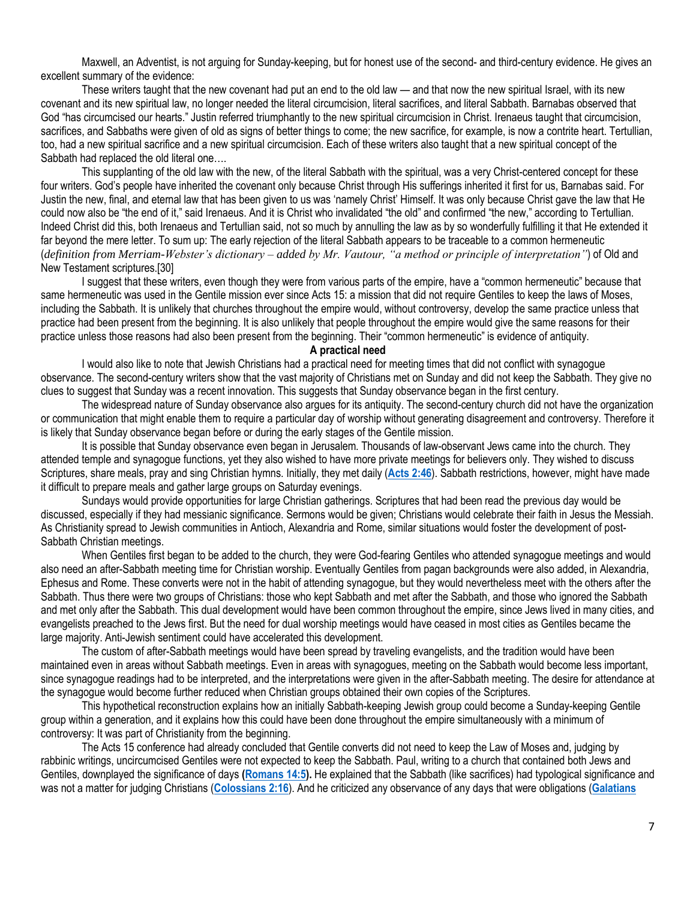Maxwell, an Adventist, is not arguing for Sunday-keeping, but for honest use of the second- and third-century evidence. He gives an excellent summary of the evidence:

These writers taught that the new covenant had put an end to the old law — and that now the new spiritual Israel, with its new covenant and its new spiritual law, no longer needed the literal circumcision, literal sacrifices, and literal Sabbath. Barnabas observed that God "has circumcised our hearts." Justin referred triumphantly to the new spiritual circumcision in Christ. Irenaeus taught that circumcision, sacrifices, and Sabbaths were given of old as signs of better things to come; the new sacrifice, for example, is now a contrite heart. Tertullian, too, had a new spiritual sacrifice and a new spiritual circumcision. Each of these writers also taught that a new spiritual concept of the Sabbath had replaced the old literal one….

This supplanting of the old law with the new, of the literal Sabbath with the spiritual, was a very Christ-centered concept for these four writers. God's people have inherited the covenant only because Christ through His sufferings inherited it first for us, Barnabas said. For Justin the new, final, and eternal law that has been given to us was 'namely Christ' Himself. It was only because Christ gave the law that He could now also be "the end of it," said Irenaeus. And it is Christ who invalidated "the old" and confirmed "the new," according to Tertullian. Indeed Christ did this, both Irenaeus and Tertullian said, not so much by annulling the law as by so wonderfully fulfilling it that He extended it far beyond the mere letter. To sum up: The early rejection of the literal Sabbath appears to be traceable to a common hermeneutic (*definition from Merriam-Webster's dictionary – added by Mr. Vautour, "a method or principle of interpretation"*) of Old and New Testament scriptures.[30]

I suggest that these writers, even though they were from various parts of the empire, have a "common hermeneutic" because that same hermeneutic was used in the Gentile mission ever since Acts 15: a mission that did not require Gentiles to keep the laws of Moses, including the Sabbath. It is unlikely that churches throughout the empire would, without controversy, develop the same practice unless that practice had been present from the beginning. It is also unlikely that people throughout the empire would give the same reasons for their practice unless those reasons had also been present from the beginning. Their "common hermeneutic" is evidence of antiquity.

**A practical need**

I would also like to note that Jewish Christians had a practical need for meeting times that did not conflict with synagogue observance. The second-century writers show that the vast majority of Christians met on Sunday and did not keep the Sabbath. They give no clues to suggest that Sunday was a recent innovation. This suggests that Sunday observance began in the first century.

The widespread nature of Sunday observance also argues for its antiquity. The second-century church did not have the organization or communication that might enable them to require a particular day of worship without generating disagreement and controversy. Therefore it is likely that Sunday observance began before or during the early stages of the Gentile mission.

It is possible that Sunday observance even began in Jerusalem. Thousands of law-observant Jews came into the church. They attended temple and synagogue functions, yet they also wished to have more private meetings for believers only. They wished to discuss Scriptures, share meals, pray and sing Christian hymns. Initially, they met daily (**Acts 2:46**). Sabbath restrictions, however, might have made it difficult to prepare meals and gather large groups on Saturday evenings.

Sundays would provide opportunities for large Christian gatherings. Scriptures that had been read the previous day would be discussed, especially if they had messianic significance. Sermons would be given; Christians would celebrate their faith in Jesus the Messiah. As Christianity spread to Jewish communities in Antioch, Alexandria and Rome, similar situations would foster the development of post-Sabbath Christian meetings.

When Gentiles first began to be added to the church, they were God-fearing Gentiles who attended synagogue meetings and would also need an after-Sabbath meeting time for Christian worship. Eventually Gentiles from pagan backgrounds were also added, in Alexandria, Ephesus and Rome. These converts were not in the habit of attending synagogue, but they would nevertheless meet with the others after the Sabbath. Thus there were two groups of Christians: those who kept Sabbath and met after the Sabbath, and those who ignored the Sabbath and met only after the Sabbath. This dual development would have been common throughout the empire, since Jews lived in many cities, and evangelists preached to the Jews first. But the need for dual worship meetings would have ceased in most cities as Gentiles became the large majority. Anti-Jewish sentiment could have accelerated this development.

The custom of after-Sabbath meetings would have been spread by traveling evangelists, and the tradition would have been maintained even in areas without Sabbath meetings. Even in areas with synagogues, meeting on the Sabbath would become less important, since synagogue readings had to be interpreted, and the interpretations were given in the after-Sabbath meeting. The desire for attendance at the synagogue would become further reduced when Christian groups obtained their own copies of the Scriptures.

This hypothetical reconstruction explains how an initially Sabbath-keeping Jewish group could become a Sunday-keeping Gentile group within a generation, and it explains how this could have been done throughout the empire simultaneously with a minimum of controversy: It was part of Christianity from the beginning.

The Acts 15 conference had already concluded that Gentile converts did not need to keep the Law of Moses and, judging by rabbinic writings, uncircumcised Gentiles were not expected to keep the Sabbath. Paul, writing to a church that contained both Jews and Gentiles, downplayed the significance of days **(Romans 14:5).** He explained that the Sabbath (like sacrifices) had typological significance and was not a matter for judging Christians (**Colossians 2:16**). And he criticized any observance of any days that were obligations (**Galatians**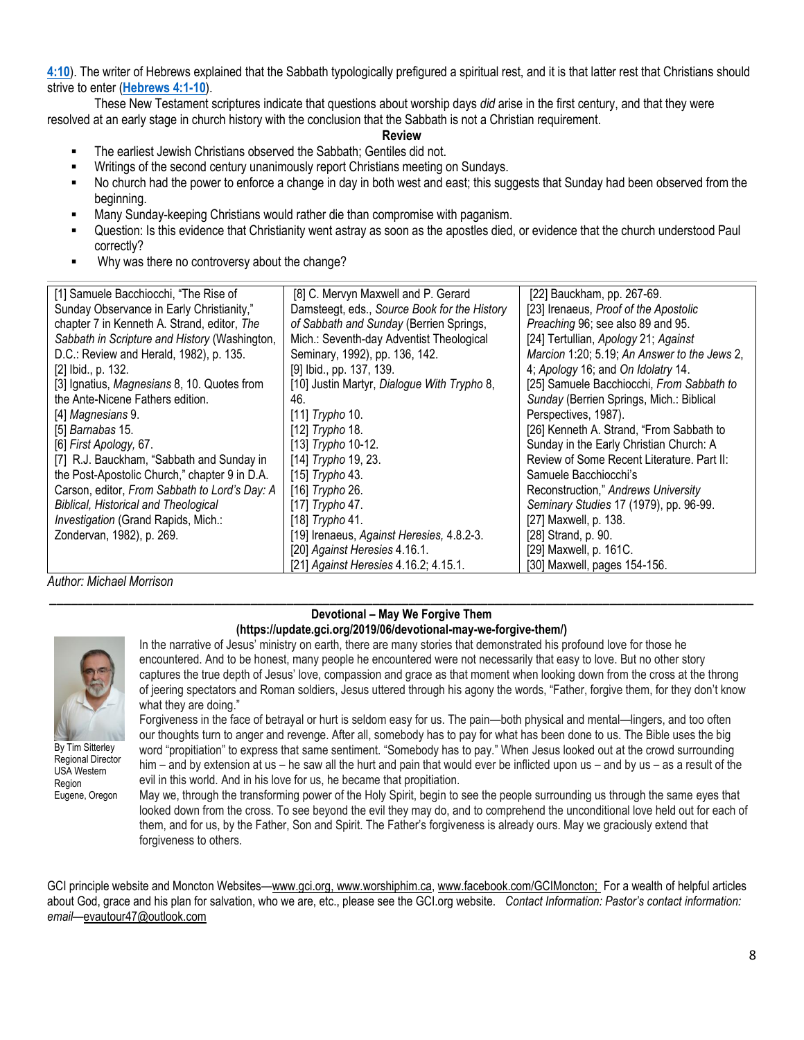4:10). The writer of Hebrews explained that the Sabbath typologically prefigured a spiritual rest, and it is that latter rest that Christians should strive to enter (**Hebrews 4:1-10**).

These New Testament scriptures indicate that questions about worship days *did* arise in the first century, and that they were resolved at an early stage in church history with the conclusion that the Sabbath is not a Christian requirement.

**Review**

- The earliest Jewish Christians observed the Sabbath; Gentiles did not.
- Writings of the second century unanimously report Christians meeting on Sundays.
- No church had the power to enforce a change in day in both west and east; this suggests that Sunday had been observed from the beginning.
- Many Sunday-keeping Christians would rather die than compromise with paganism.
- Question: Is this evidence that Christianity went astray as soon as the apostles died, or evidence that the church understood Paul correctly?
- Why was there no controversy about the change?

[1] Samuele Bacchiocchi, "The Rise of Sunday Observance in Early Christianity," chapter 7 in Kenneth A. Strand, editor, *The Sabbath in Scripture and History* (Washington, D.C.: Review and Herald, 1982), p. 135.
[2] Ibid., p. 132.
[3] Ignatius, *Magnesians* 8, 10. Quotes from the Ante-Nicene Fathers edition.
[4] *Magnesians* 9.
[5] *Barnabas* 15.
[6] *First Apology,* 67.
[7] R.J. Bauckham, "Sabbath and Sunday in the Post-Apostolic Church," chapter 9 in D.A. Carson, editor, *From Sabbath to Lord's Day: A Biblical, Historical and Theological Investigation* (Grand Rapids, Mich.: Zondervan, 1982), p. 269.
[8] C. Mervyn Maxwell and P. Gerard Damsteegt, eds., *Source Book for the History of Sabbath and Sunday* (Berrien Springs, Mich.: Seventh-day Adventist Theological Seminary, 1992), pp. 136, 142.
[9] Ibid., pp. 137, 139.
[10] Justin Martyr, *Dialogue With Trypho* 8, 46.
[11] *Trypho* 10.
[12] *Trypho* 18.
[13] *Trypho* 10-12.
[14] *Trypho* 19, 23.
[15] *Trypho* 43.
[16] *Trypho* 26.
[17] *Trypho* 47.
[18] *Trypho* 41.
[19] Irenaeus, *Against Heresies,* 4.8.2-3.
[20] *Against Heresies* 4.16.1.
[21] *Against Heresies* 4.16.2; 4.15.1.
[22] Bauckham, pp. 267-69.
[23] Irenaeus, *Proof of the Apostolic Preaching* 96; see also 89 and 95.
[24] Tertullian, *Apology* 21; *Against Marcion* 1:20; 5.19; *An Answer to the Jews* 2, 4; *Apology* 16; and *On Idolatry* 14.
[25] Samuele Bacchiocchi, *From Sabbath to Sunday* (Berrien Springs, Mich.: Biblical Perspectives, 1987).
[26] Kenneth A. Strand, "From Sabbath to Sunday in the Early Christian Church: A Review of Some Recent Literature. Part II: Samuele Bacchiocchi's Reconstruction," *Andrews University Seminary Studies* 17 (1979), pp. 96-99.
[27] Maxwell, p. 138.
[28] Strand, p. 90.
[29] Maxwell, p. 161C.
[30] Maxwell, pages 154-156.

*Author: Michael Morrison*

---

## Devotional – May We Forgive Them
**(https://update.gci.org/2019/06/devotional-may-we-forgive-them/)**

By Tim Sitterley
Regional Director
USA Western Region
Eugene, Oregon

In the narrative of Jesus' ministry on earth, there are many stories that demonstrated his profound love for those he encountered. And to be honest, many people he encountered were not necessarily that easy to love. But no other story captures the true depth of Jesus' love, compassion and grace as that moment when looking down from the cross at the throng of jeering spectators and Roman soldiers, Jesus uttered through his agony the words, "Father, forgive them, for they don't know what they are doing."

Forgiveness in the face of betrayal or hurt is seldom easy for us. The pain—both physical and mental—lingers, and too often our thoughts turn to anger and revenge. After all, somebody has to pay for what has been done to us. The Bible uses the big word "propitiation" to express that same sentiment. "Somebody has to pay." When Jesus looked out at the crowd surrounding him – and by extension at us – he saw all the hurt and pain that would ever be inflicted upon us – and by us – as a result of the evil in this world. And in his love for us, he became that propitiation.

May we, through the transforming power of the Holy Spirit, begin to see the people surrounding us through the same eyes that looked down from the cross. To see beyond the evil they may do, and to comprehend the unconditional love held out for each of them, and for us, by the Father, Son and Spirit. The Father's forgiveness is already ours. May we graciously extend that forgiveness to others.

GCI principle website and Moncton Websites—www.gci.org, www.worshiphim.ca, www.facebook.com/GCIMoncton; For a wealth of helpful articles about God, grace and his plan for salvation, who we are, etc., please see the GCI.org website. *Contact Information: Pastor's contact information: email*—evautour47@outlook.com